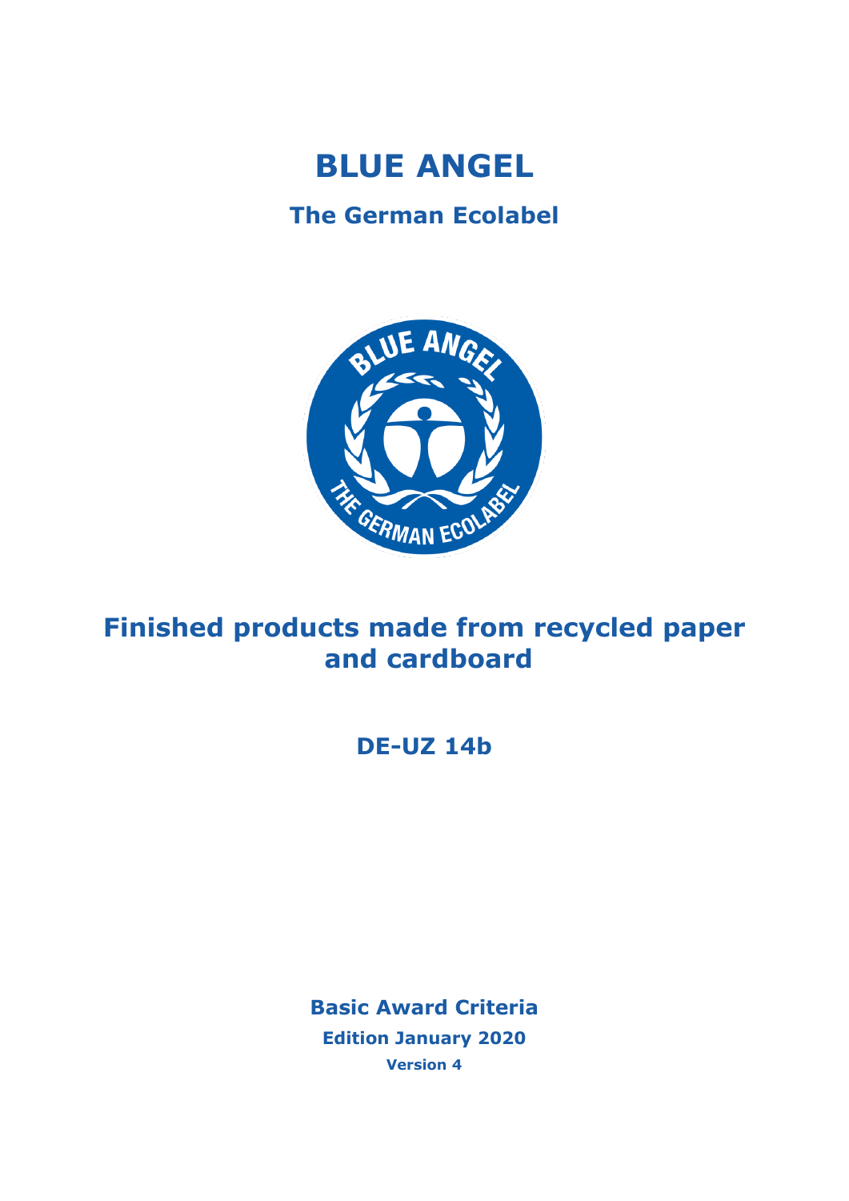# BLUE ANGEL

## The German Ecolabel

# Finished products made from recycled paper and cardboard

## DE-UZ 14b

**Basic Award Criteria**

**Edition January 2020**

**Version 4**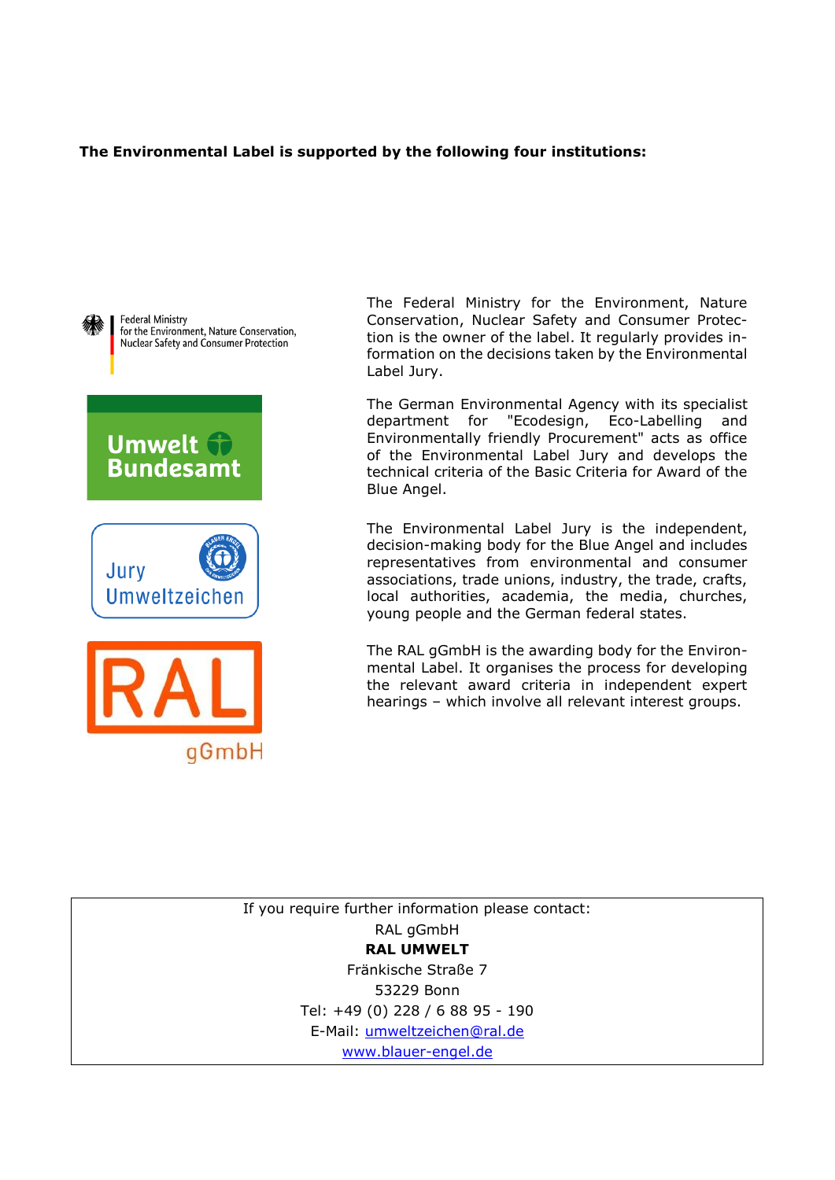**The Environmental Label is supported by the following four institutions:**

Federal Ministry
for the Environment, Nature Conservation,
Nuclear Safety and Consumer Protection

The Federal Ministry for the Environment, Nature Conservation, Nuclear Safety and Consumer Protection is the owner of the label. It regularly provides information on the decisions taken by the Environmental Label Jury.

Umwelt Bundesamt

The German Environmental Agency with its specialist department for "Ecodesign, Eco-Labelling and Environmentally friendly Procurement" acts as office of the Environmental Label Jury and develops the technical criteria of the Basic Criteria for Award of the Blue Angel.

Jury Umweltzeichen

The Environmental Label Jury is the independent, decision-making body for the Blue Angel and includes representatives from environmental and consumer associations, trade unions, industry, the trade, crafts, local authorities, academia, the media, churches, young people and the German federal states.

RAL gGmbH

The RAL gGmbH is the awarding body for the Environmental Label. It organises the process for developing the relevant award criteria in independent expert hearings – which involve all relevant interest groups.

If you require further information please contact:
RAL gGmbH
**RAL UMWELT**
Fränkische Straße 7
53229 Bonn
Tel: +49 (0) 228 / 6 88 95 - 190
E-Mail: umweltzeichen@ral.de
www.blauer-engel.de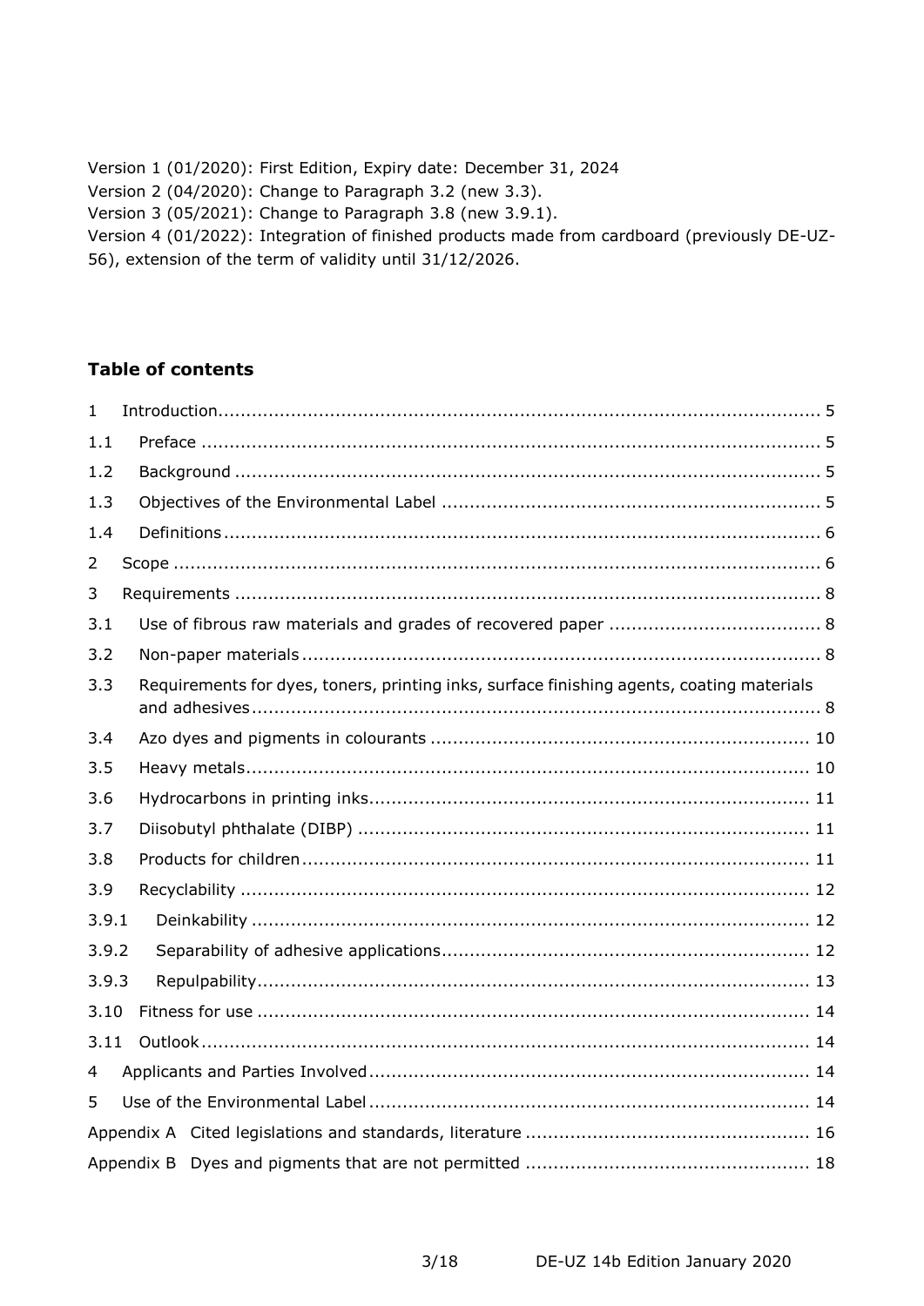Version 1 (01/2020): First Edition, Expiry date: December 31, 2024
Version 2 (04/2020): Change to Paragraph 3.2 (new 3.3).
Version 3 (05/2021): Change to Paragraph 3.8 (new 3.9.1).
Version 4 (01/2022): Integration of finished products made from cardboard (previously DE-UZ-56), extension of the term of validity until 31/12/2026.

## Table of contents

1 Introduction ..... 5
1.1 Preface ..... 5
1.2 Background ..... 5
1.3 Objectives of the Environmental Label ..... 5
1.4 Definitions ..... 6
2 Scope ..... 6
3 Requirements ..... 8
3.1 Use of fibrous raw materials and grades of recovered paper ..... 8
3.2 Non-paper materials ..... 8
3.3 Requirements for dyes, toners, printing inks, surface finishing agents, coating materials and adhesives ..... 8
3.4 Azo dyes and pigments in colourants ..... 10
3.5 Heavy metals ..... 10
3.6 Hydrocarbons in printing inks ..... 11
3.7 Diisobutyl phthalate (DIBP) ..... 11
3.8 Products for children ..... 11
3.9 Recyclability ..... 12
3.9.1 Deinkability ..... 12
3.9.2 Separability of adhesive applications ..... 12
3.9.3 Repulpability ..... 13
3.10 Fitness for use ..... 14
3.11 Outlook ..... 14
4 Applicants and Parties Involved ..... 14
5 Use of the Environmental Label ..... 14
Appendix A Cited legislations and standards, literature ..... 16
Appendix B Dyes and pigments that are not permitted ..... 18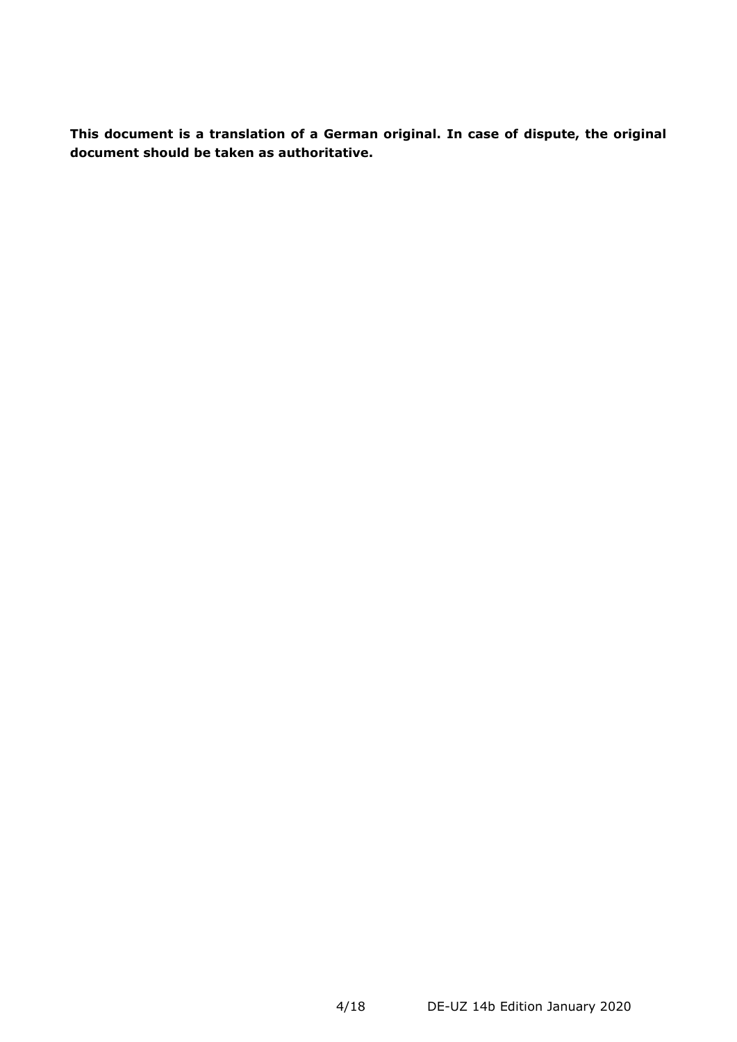**This document is a translation of a German original. In case of dispute, the original document should be taken as authoritative.**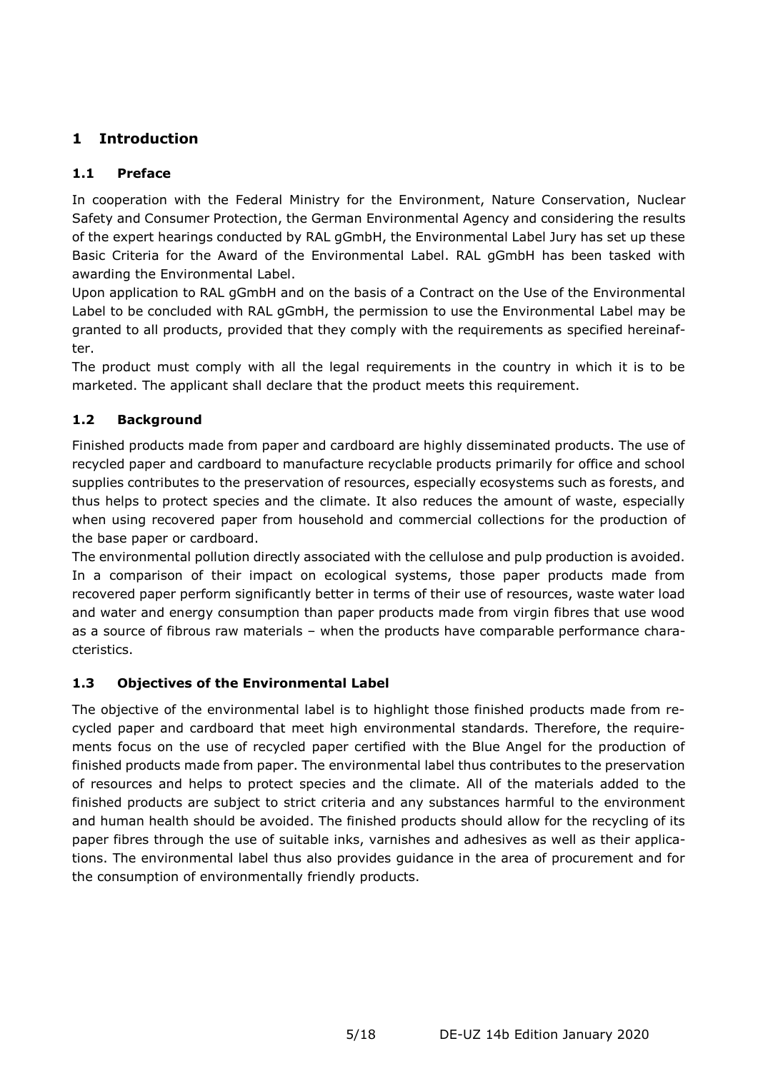# 1 Introduction

## 1.1 Preface

In cooperation with the Federal Ministry for the Environment, Nature Conservation, Nuclear Safety and Consumer Protection, the German Environmental Agency and considering the results of the expert hearings conducted by RAL gGmbH, the Environmental Label Jury has set up these Basic Criteria for the Award of the Environmental Label. RAL gGmbH has been tasked with awarding the Environmental Label.

Upon application to RAL gGmbH and on the basis of a Contract on the Use of the Environmental Label to be concluded with RAL gGmbH, the permission to use the Environmental Label may be granted to all products, provided that they comply with the requirements as specified hereinafter.

The product must comply with all the legal requirements in the country in which it is to be marketed. The applicant shall declare that the product meets this requirement.

## 1.2 Background

Finished products made from paper and cardboard are highly disseminated products. The use of recycled paper and cardboard to manufacture recyclable products primarily for office and school supplies contributes to the preservation of resources, especially ecosystems such as forests, and thus helps to protect species and the climate. It also reduces the amount of waste, especially when using recovered paper from household and commercial collections for the production of the base paper or cardboard.

The environmental pollution directly associated with the cellulose and pulp production is avoided. In a comparison of their impact on ecological systems, those paper products made from recovered paper perform significantly better in terms of their use of resources, waste water load and water and energy consumption than paper products made from virgin fibres that use wood as a source of fibrous raw materials – when the products have comparable performance characteristics.

## 1.3 Objectives of the Environmental Label

The objective of the environmental label is to highlight those finished products made from recycled paper and cardboard that meet high environmental standards. Therefore, the requirements focus on the use of recycled paper certified with the Blue Angel for the production of finished products made from paper. The environmental label thus contributes to the preservation of resources and helps to protect species and the climate. All of the materials added to the finished products are subject to strict criteria and any substances harmful to the environment and human health should be avoided. The finished products should allow for the recycling of its paper fibres through the use of suitable inks, varnishes and adhesives as well as their applications. The environmental label thus also provides guidance in the area of procurement and for the consumption of environmentally friendly products.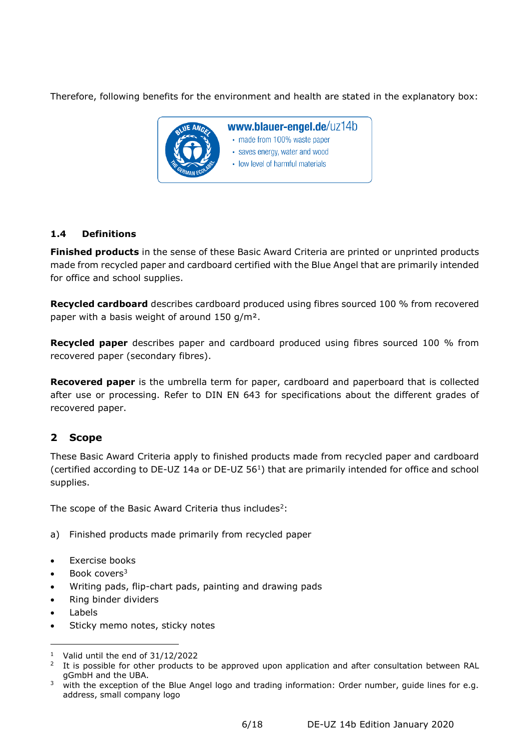Therefore, following benefits for the environment and health are stated in the explanatory box:

www.blauer-engel.de/uz14b
- made from 100% waste paper
- saves energy, water and wood
- low level of harmful materials

### 1.4 Definitions

**Finished products** in the sense of these Basic Award Criteria are printed or unprinted products made from recycled paper and cardboard certified with the Blue Angel that are primarily intended for office and school supplies.

**Recycled cardboard** describes cardboard produced using fibres sourced 100 % from recovered paper with a basis weight of around 150 g/m².

**Recycled paper** describes paper and cardboard produced using fibres sourced 100 % from recovered paper (secondary fibres).

**Recovered paper** is the umbrella term for paper, cardboard and paperboard that is collected after use or processing. Refer to DIN EN 643 for specifications about the different grades of recovered paper.

## 2 Scope

These Basic Award Criteria apply to finished products made from recycled paper and cardboard (certified according to DE-UZ 14a or DE-UZ 56[1]) that are primarily intended for office and school supplies.

The scope of the Basic Award Criteria thus includes[2]:

a) Finished products made primarily from recycled paper

- Exercise books
- Book covers[3]
- Writing pads, flip-chart pads, painting and drawing pads
- Ring binder dividers
- Labels
- Sticky memo notes, sticky notes

---

[1] Valid until the end of 31/12/2022

[2] It is possible for other products to be approved upon application and after consultation between RAL gGmbH and the UBA.

[3] with the exception of the Blue Angel logo and trading information: Order number, guide lines for e.g. address, small company logo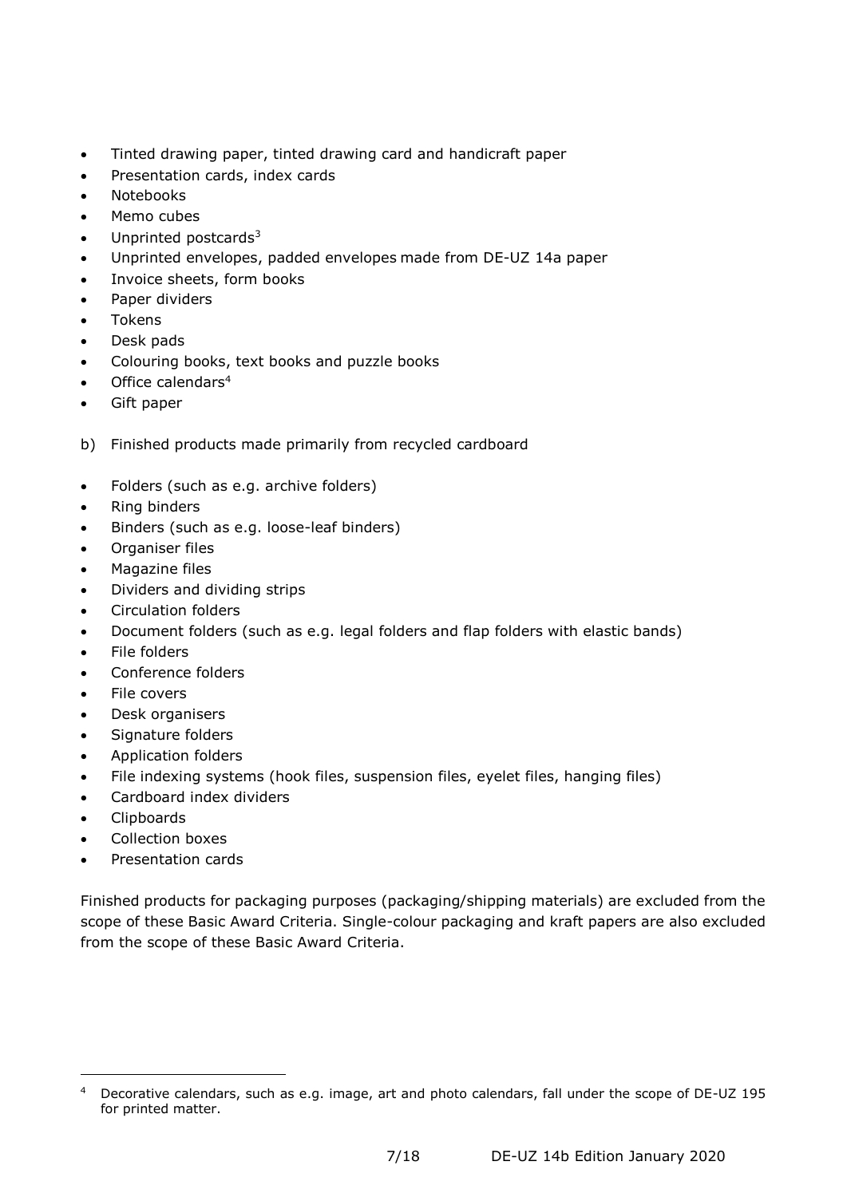- Tinted drawing paper, tinted drawing card and handicraft paper
- Presentation cards, index cards
- Notebooks
- Memo cubes
- Unprinted postcards[3]
- Unprinted envelopes, padded envelopes made from DE-UZ 14a paper
- Invoice sheets, form books
- Paper dividers
- Tokens
- Desk pads
- Colouring books, text books and puzzle books
- Office calendars[4]
- Gift paper

b) Finished products made primarily from recycled cardboard

- Folders (such as e.g. archive folders)
- Ring binders
- Binders (such as e.g. loose-leaf binders)
- Organiser files
- Magazine files
- Dividers and dividing strips
- Circulation folders
- Document folders (such as e.g. legal folders and flap folders with elastic bands)
- File folders
- Conference folders
- File covers
- Desk organisers
- Signature folders
- Application folders
- File indexing systems (hook files, suspension files, eyelet files, hanging files)
- Cardboard index dividers
- Clipboards
- Collection boxes
- Presentation cards

Finished products for packaging purposes (packaging/shipping materials) are excluded from the scope of these Basic Award Criteria. Single-colour packaging and kraft papers are also excluded from the scope of these Basic Award Criteria.

[4] Decorative calendars, such as e.g. image, art and photo calendars, fall under the scope of DE-UZ 195 for printed matter.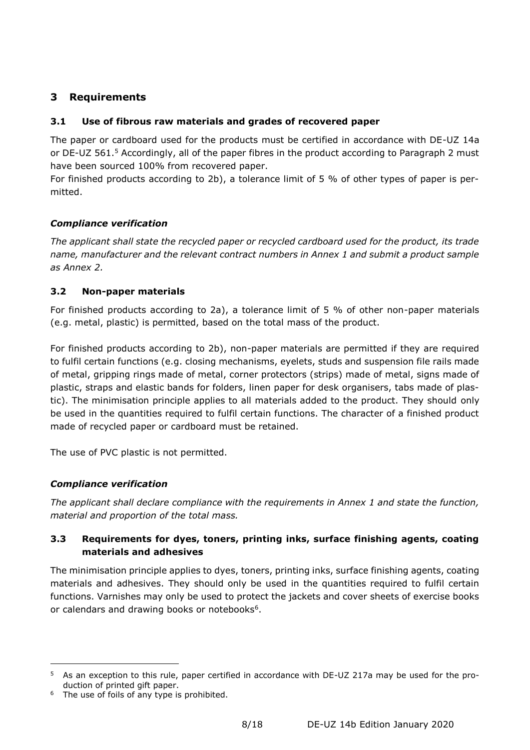## 3 Requirements

### 3.1 Use of fibrous raw materials and grades of recovered paper

The paper or cardboard used for the products must be certified in accordance with DE-UZ 14a or DE-UZ 561.[5] Accordingly, all of the paper fibres in the product according to Paragraph 2 must have been sourced 100% from recovered paper.

For finished products according to 2b), a tolerance limit of 5 % of other types of paper is permitted.

#### *Compliance verification*

*The applicant shall state the recycled paper or recycled cardboard used for the product, its trade name, manufacturer and the relevant contract numbers in Annex 1 and submit a product sample as Annex 2.*

### 3.2 Non-paper materials

For finished products according to 2a), a tolerance limit of 5 % of other non-paper materials (e.g. metal, plastic) is permitted, based on the total mass of the product.

For finished products according to 2b), non-paper materials are permitted if they are required to fulfil certain functions (e.g. closing mechanisms, eyelets, studs and suspension file rails made of metal, gripping rings made of metal, corner protectors (strips) made of metal, signs made of plastic, straps and elastic bands for folders, linen paper for desk organisers, tabs made of plastic). The minimisation principle applies to all materials added to the product. They should only be used in the quantities required to fulfil certain functions. The character of a finished product made of recycled paper or cardboard must be retained.

The use of PVC plastic is not permitted.

#### *Compliance verification*

*The applicant shall declare compliance with the requirements in Annex 1 and state the function, material and proportion of the total mass.*

### 3.3 Requirements for dyes, toners, printing inks, surface finishing agents, coating materials and adhesives

The minimisation principle applies to dyes, toners, printing inks, surface finishing agents, coating materials and adhesives. They should only be used in the quantities required to fulfil certain functions. Varnishes may only be used to protect the jackets and cover sheets of exercise books or calendars and drawing books or notebooks[6].

---

[5] As an exception to this rule, paper certified in accordance with DE-UZ 217a may be used for the production of printed gift paper.

[6] The use of foils of any type is prohibited.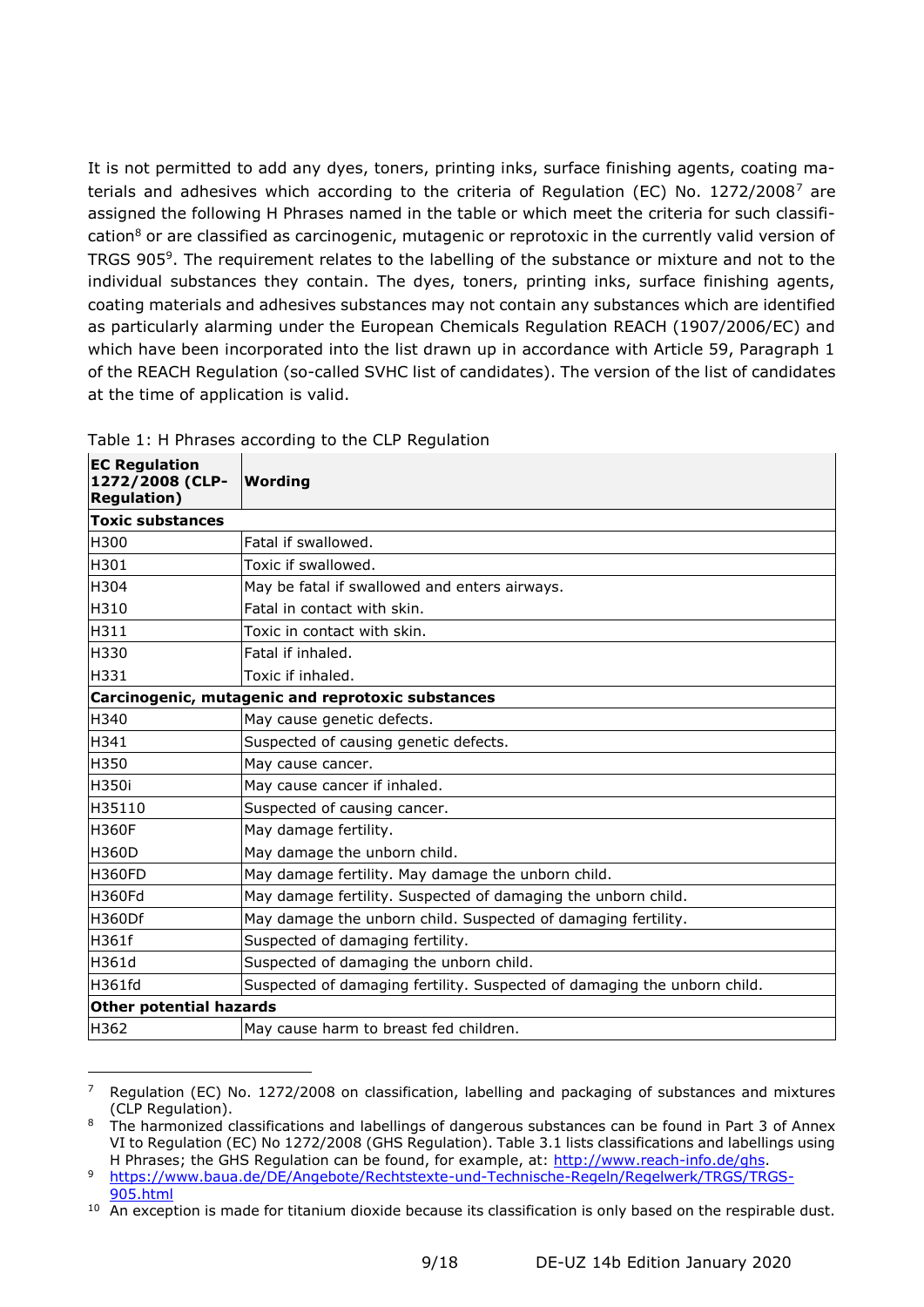It is not permitted to add any dyes, toners, printing inks, surface finishing agents, coating materials and adhesives which according to the criteria of Regulation (EC) No. 1272/2008[7] are assigned the following H Phrases named in the table or which meet the criteria for such classification[8] or are classified as carcinogenic, mutagenic or reprotoxic in the currently valid version of TRGS 905[9]. The requirement relates to the labelling of the substance or mixture and not to the individual substances they contain. The dyes, toners, printing inks, surface finishing agents, coating materials and adhesives substances may not contain any substances which are identified as particularly alarming under the European Chemicals Regulation REACH (1907/2006/EC) and which have been incorporated into the list drawn up in accordance with Article 59, Paragraph 1 of the REACH Regulation (so-called SVHC list of candidates). The version of the list of candidates at the time of application is valid.

Table 1: H Phrases according to the CLP Regulation

| **EC Regulation 1272/2008 (CLP-Regulation)** | **Wording** |
|---|---|
| **Toxic substances** | |
| H300 | Fatal if swallowed. |
| H301 | Toxic if swallowed. |
| H304 | May be fatal if swallowed and enters airways. |
| H310 | Fatal in contact with skin. |
| H311 | Toxic in contact with skin. |
| H330 | Fatal if inhaled. |
| H331 | Toxic if inhaled. |
| **Carcinogenic, mutagenic and reprotoxic substances** | |
| H340 | May cause genetic defects. |
| H341 | Suspected of causing genetic defects. |
| H350 | May cause cancer. |
| H350i | May cause cancer if inhaled. |
| H351[10] | Suspected of causing cancer. |
| H360F | May damage fertility. |
| H360D | May damage the unborn child. |
| H360FD | May damage fertility. May damage the unborn child. |
| H360Fd | May damage fertility. Suspected of damaging the unborn child. |
| H360Df | May damage the unborn child. Suspected of damaging fertility. |
| H361f | Suspected of damaging fertility. |
| H361d | Suspected of damaging the unborn child. |
| H361fd | Suspected of damaging fertility. Suspected of damaging the unborn child. |
| **Other potential hazards** | |
| H362 | May cause harm to breast fed children. |

[7] Regulation (EC) No. 1272/2008 on classification, labelling and packaging of substances and mixtures (CLP Regulation).

[8] The harmonized classifications and labellings of dangerous substances can be found in Part 3 of Annex VI to Regulation (EC) No 1272/2008 (GHS Regulation). Table 3.1 lists classifications and labellings using H Phrases; the GHS Regulation can be found, for example, at: http://www.reach-info.de/ghs.

[9] https://www.baua.de/DE/Angebote/Rechtstexte-und-Technische-Regeln/Regelwerk/TRGS/TRGS-905.html

[10] An exception is made for titanium dioxide because its classification is only based on the respirable dust.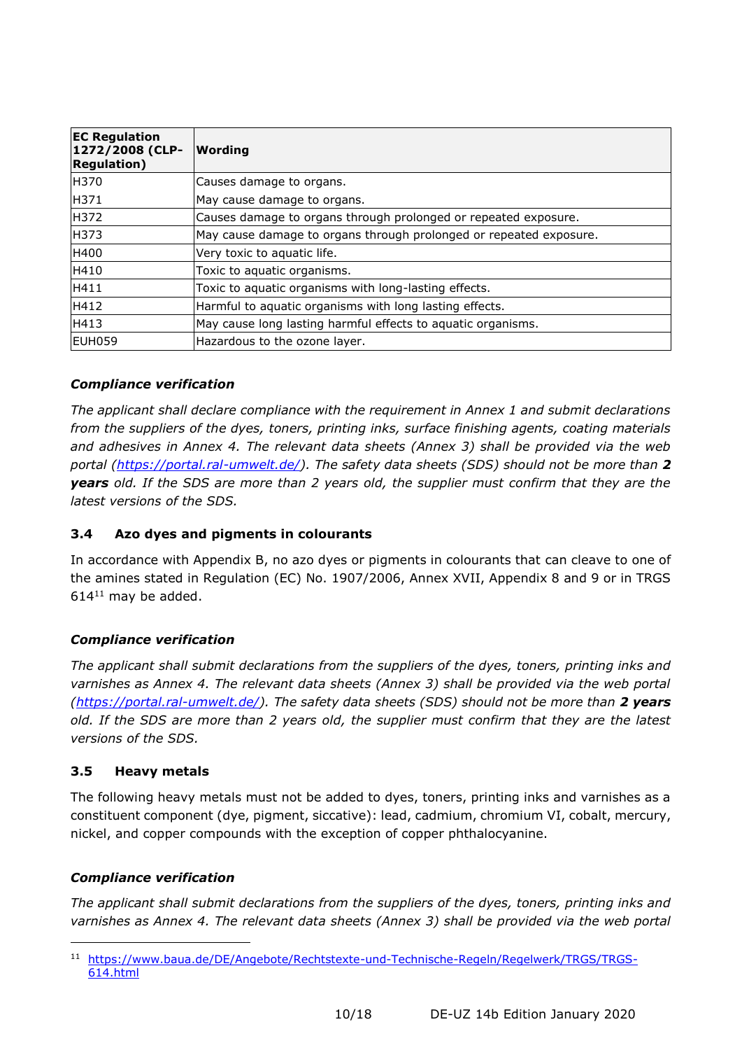| EC Regulation 1272/2008 (CLP-Regulation) | Wording |
|---|---|
| H370 | Causes damage to organs. |
| H371 | May cause damage to organs. |
| H372 | Causes damage to organs through prolonged or repeated exposure. |
| H373 | May cause damage to organs through prolonged or repeated exposure. |
| H400 | Very toxic to aquatic life. |
| H410 | Toxic to aquatic organisms. |
| H411 | Toxic to aquatic organisms with long-lasting effects. |
| H412 | Harmful to aquatic organisms with long lasting effects. |
| H413 | May cause long lasting harmful effects to aquatic organisms. |
| EUH059 | Hazardous to the ozone layer. |

***Compliance verification***

*The applicant shall declare compliance with the requirement in Annex 1 and submit declarations from the suppliers of the dyes, toners, printing inks, surface finishing agents, coating materials and adhesives in Annex 4. The relevant data sheets (Annex 3) shall be provided via the web portal ([https://portal.ral-umwelt.de/](https://portal.ral-umwelt.de/)). The safety data sheets (SDS) should not be more than* ***2 years*** *old. If the SDS are more than 2 years old, the supplier must confirm that they are the latest versions of the SDS.*

### 3.4 Azo dyes and pigments in colourants

In accordance with Appendix B, no azo dyes or pigments in colourants that can cleave to one of the amines stated in Regulation (EC) No. 1907/2006, Annex XVII, Appendix 8 and 9 or in TRGS 614[11] may be added.

***Compliance verification***

*The applicant shall submit declarations from the suppliers of the dyes, toners, printing inks and varnishes as Annex 4. The relevant data sheets (Annex 3) shall be provided via the web portal ([https://portal.ral-umwelt.de/](https://portal.ral-umwelt.de/)). The safety data sheets (SDS) should not be more than* ***2 years*** *old. If the SDS are more than 2 years old, the supplier must confirm that they are the latest versions of the SDS.*

### 3.5 Heavy metals

The following heavy metals must not be added to dyes, toners, printing inks and varnishes as a constituent component (dye, pigment, siccative): lead, cadmium, chromium VI, cobalt, mercury, nickel, and copper compounds with the exception of copper phthalocyanine.

***Compliance verification***

*The applicant shall submit declarations from the suppliers of the dyes, toners, printing inks and varnishes as Annex 4. The relevant data sheets (Annex 3) shall be provided via the web portal*

---

[11] [https://www.baua.de/DE/Angebote/Rechtstexte-und-Technische-Regeln/Regelwerk/TRGS/TRGS-614.html](https://www.baua.de/DE/Angebote/Rechtstexte-und-Technische-Regeln/Regelwerk/TRGS/TRGS-614.html)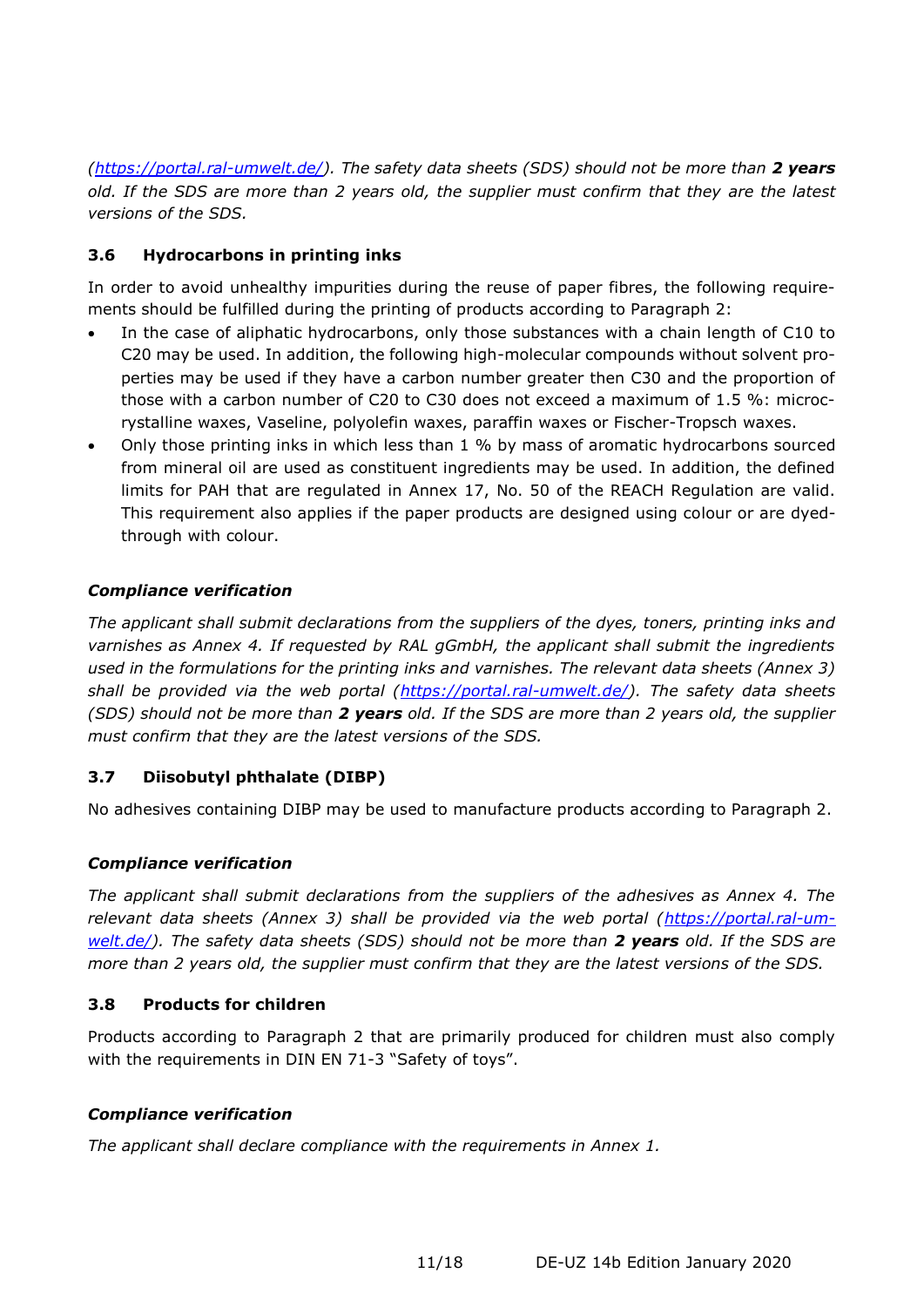*(https://portal.ral-umwelt.de/). The safety data sheets (SDS) should not be more than **2 years** old. If the SDS are more than 2 years old, the supplier must confirm that they are the latest versions of the SDS.*

### 3.6 Hydrocarbons in printing inks

In order to avoid unhealthy impurities during the reuse of paper fibres, the following requirements should be fulfilled during the printing of products according to Paragraph 2:

- In the case of aliphatic hydrocarbons, only those substances with a chain length of C10 to C20 may be used. In addition, the following high-molecular compounds without solvent properties may be used if they have a carbon number greater then C30 and the proportion of those with a carbon number of C20 to C30 does not exceed a maximum of 1.5 %: microcrystalline waxes, Vaseline, polyolefin waxes, paraffin waxes or Fischer-Tropsch waxes.
- Only those printing inks in which less than 1 % by mass of aromatic hydrocarbons sourced from mineral oil are used as constituent ingredients may be used. In addition, the defined limits for PAH that are regulated in Annex 17, No. 50 of the REACH Regulation are valid. This requirement also applies if the paper products are designed using colour or are dyed-through with colour.

#### *Compliance verification*

*The applicant shall submit declarations from the suppliers of the dyes, toners, printing inks and varnishes as Annex 4. If requested by RAL gGmbH, the applicant shall submit the ingredients used in the formulations for the printing inks and varnishes. The relevant data sheets (Annex 3) shall be provided via the web portal (https://portal.ral-umwelt.de/). The safety data sheets (SDS) should not be more than **2 years** old. If the SDS are more than 2 years old, the supplier must confirm that they are the latest versions of the SDS.*

### 3.7 Diisobutyl phthalate (DIBP)

No adhesives containing DIBP may be used to manufacture products according to Paragraph 2.

#### *Compliance verification*

*The applicant shall submit declarations from the suppliers of the adhesives as Annex 4. The relevant data sheets (Annex 3) shall be provided via the web portal (https://portal.ral-umwelt.de/). The safety data sheets (SDS) should not be more than **2 years** old. If the SDS are more than 2 years old, the supplier must confirm that they are the latest versions of the SDS.*

### 3.8 Products for children

Products according to Paragraph 2 that are primarily produced for children must also comply with the requirements in DIN EN 71-3 "Safety of toys".

#### *Compliance verification*

*The applicant shall declare compliance with the requirements in Annex 1.*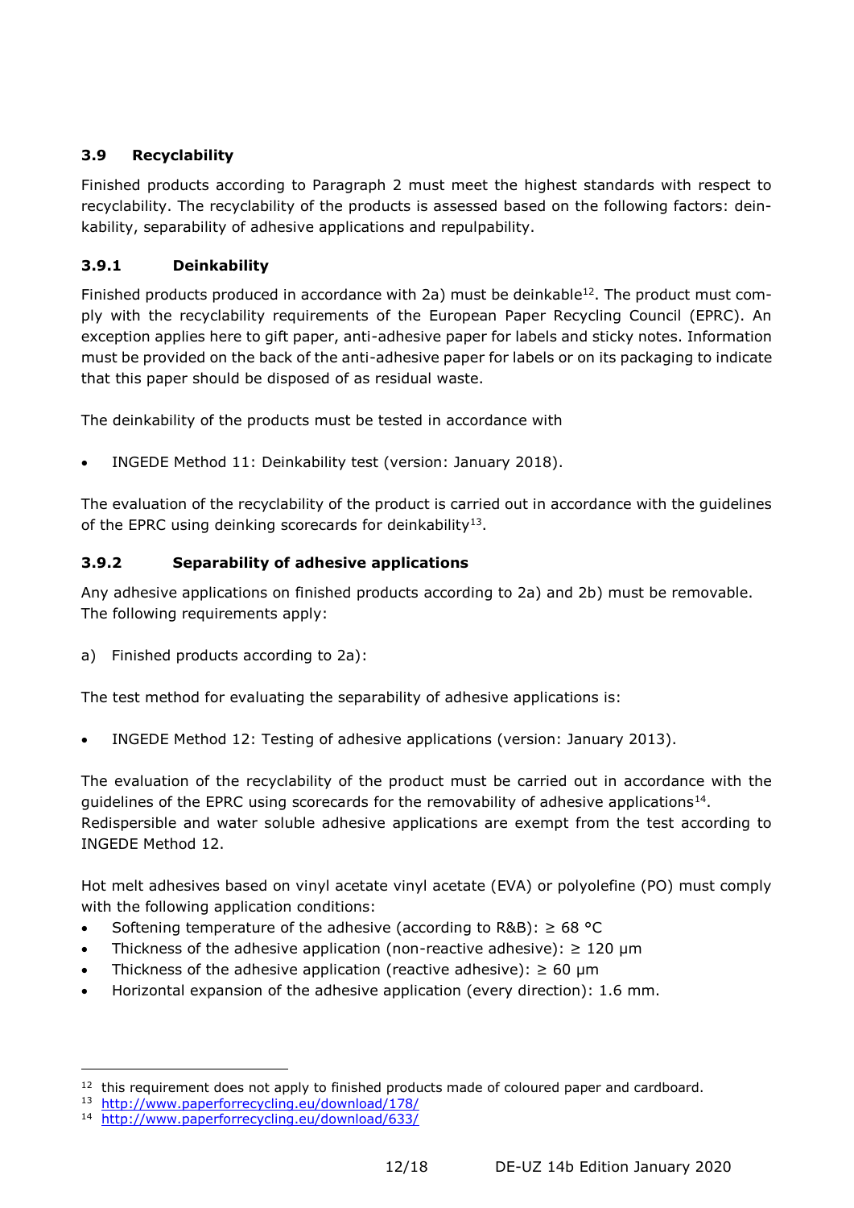### 3.9 Recyclability

Finished products according to Paragraph 2 must meet the highest standards with respect to recyclability. The recyclability of the products is assessed based on the following factors: deinkability, separability of adhesive applications and repulpability.

#### 3.9.1 Deinkability

Finished products produced in accordance with 2a) must be deinkable[12]. The product must comply with the recyclability requirements of the European Paper Recycling Council (EPRC). An exception applies here to gift paper, anti-adhesive paper for labels and sticky notes. Information must be provided on the back of the anti-adhesive paper for labels or on its packaging to indicate that this paper should be disposed of as residual waste.

The deinkability of the products must be tested in accordance with

- INGEDE Method 11: Deinkability test (version: January 2018).

The evaluation of the recyclability of the product is carried out in accordance with the guidelines of the EPRC using deinking scorecards for deinkability[13].

#### 3.9.2 Separability of adhesive applications

Any adhesive applications on finished products according to 2a) and 2b) must be removable. The following requirements apply:

a) Finished products according to 2a):

The test method for evaluating the separability of adhesive applications is:

- INGEDE Method 12: Testing of adhesive applications (version: January 2013).

The evaluation of the recyclability of the product must be carried out in accordance with the guidelines of the EPRC using scorecards for the removability of adhesive applications[14]. Redispersible and water soluble adhesive applications are exempt from the test according to INGEDE Method 12.

Hot melt adhesives based on vinyl acetate vinyl acetate (EVA) or polyolefine (PO) must comply with the following application conditions:

- Softening temperature of the adhesive (according to R&B): ≥ 68 °C
- Thickness of the adhesive application (non-reactive adhesive): ≥ 120 µm
- Thickness of the adhesive application (reactive adhesive): ≥ 60 µm
- Horizontal expansion of the adhesive application (every direction): 1.6 mm.

---

[12] this requirement does not apply to finished products made of coloured paper and cardboard.

[13] http://www.paperforrecycling.eu/download/178/

[14] http://www.paperforrecycling.eu/download/633/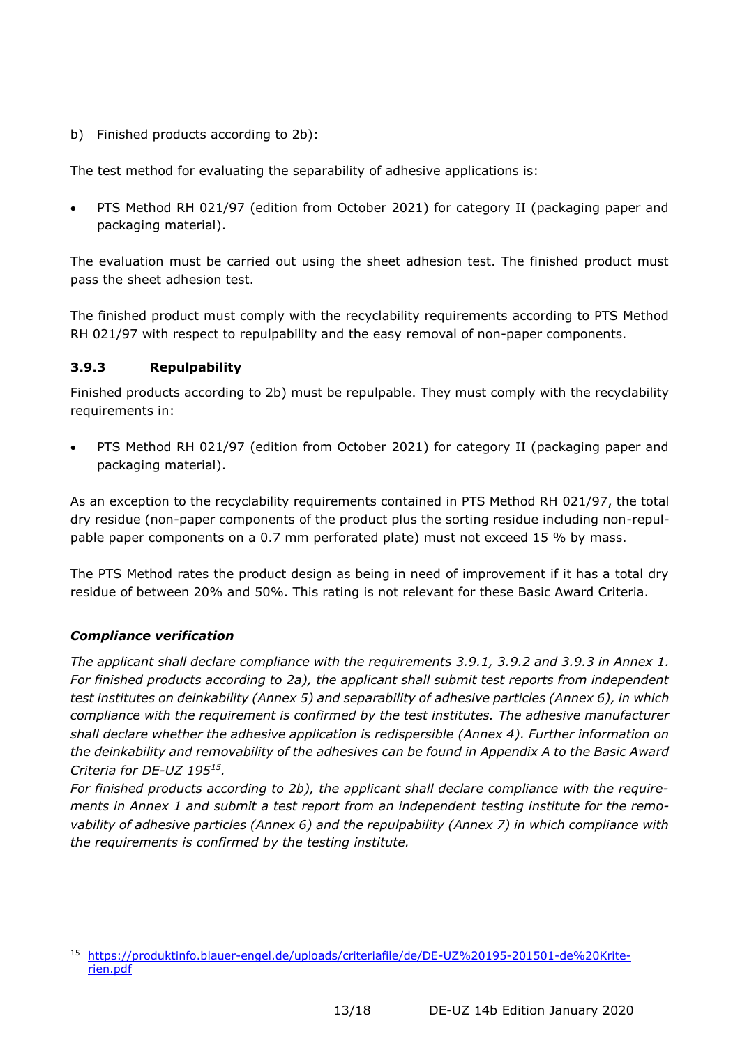b) Finished products according to 2b):

The test method for evaluating the separability of adhesive applications is:

- PTS Method RH 021/97 (edition from October 2021) for category II (packaging paper and packaging material).

The evaluation must be carried out using the sheet adhesion test. The finished product must pass the sheet adhesion test.

The finished product must comply with the recyclability requirements according to PTS Method RH 021/97 with respect to repulpability and the easy removal of non-paper components.

### 3.9.3 Repulpability

Finished products according to 2b) must be repulpable. They must comply with the recyclability requirements in:

- PTS Method RH 021/97 (edition from October 2021) for category II (packaging paper and packaging material).

As an exception to the recyclability requirements contained in PTS Method RH 021/97, the total dry residue (non-paper components of the product plus the sorting residue including non-repulpable paper components on a 0.7 mm perforated plate) must not exceed 15 % by mass.

The PTS Method rates the product design as being in need of improvement if it has a total dry residue of between 20% and 50%. This rating is not relevant for these Basic Award Criteria.

***Compliance verification***

*The applicant shall declare compliance with the requirements 3.9.1, 3.9.2 and 3.9.3 in Annex 1. For finished products according to 2a), the applicant shall submit test reports from independent test institutes on deinkability (Annex 5) and separability of adhesive particles (Annex 6), in which compliance with the requirement is confirmed by the test institutes. The adhesive manufacturer shall declare whether the adhesive application is redispersible (Annex 4). Further information on the deinkability and removability of the adhesives can be found in Appendix A to the Basic Award Criteria for DE-UZ 195[15].*

*For finished products according to 2b), the applicant shall declare compliance with the requirements in Annex 1 and submit a test report from an independent testing institute for the removability of adhesive particles (Annex 6) and the repulpability (Annex 7) in which compliance with the requirements is confirmed by the testing institute.*

---

[15] https://produktinfo.blauer-engel.de/uploads/criteriafile/de/DE-UZ%20195-201501-de%20Kriterien.pdf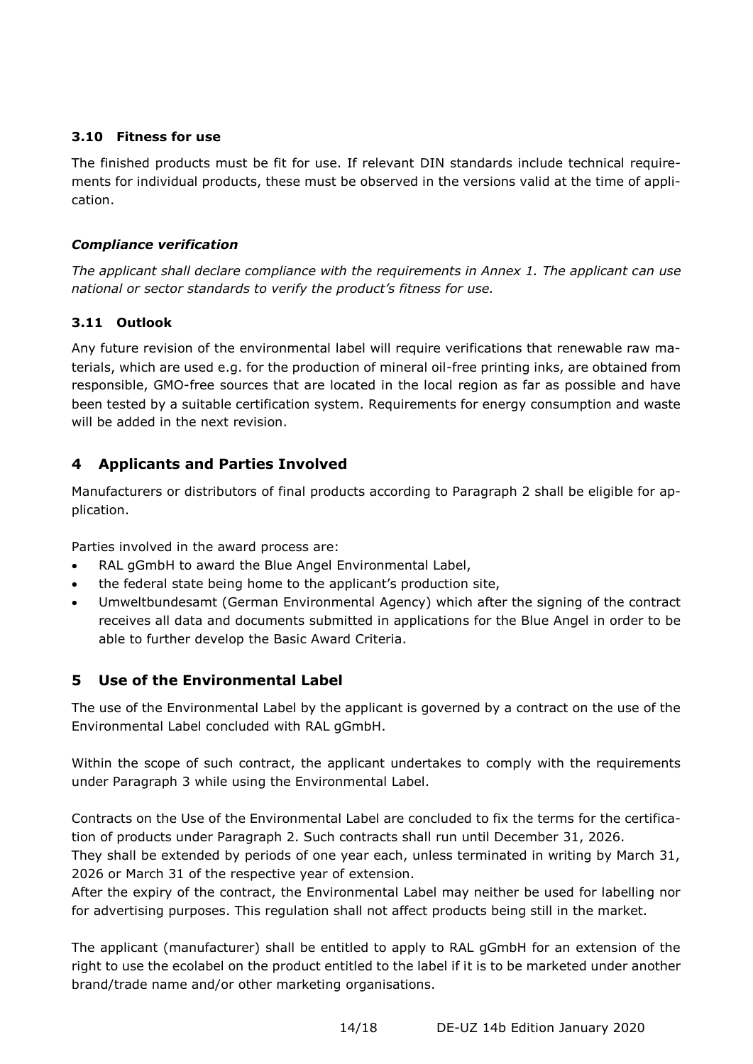### 3.10 Fitness for use

The finished products must be fit for use. If relevant DIN standards include technical requirements for individual products, these must be observed in the versions valid at the time of application.

#### *Compliance verification*

*The applicant shall declare compliance with the requirements in Annex 1. The applicant can use national or sector standards to verify the product's fitness for use.*

### 3.11 Outlook

Any future revision of the environmental label will require verifications that renewable raw materials, which are used e.g. for the production of mineral oil-free printing inks, are obtained from responsible, GMO-free sources that are located in the local region as far as possible and have been tested by a suitable certification system. Requirements for energy consumption and waste will be added in the next revision.

## 4 Applicants and Parties Involved

Manufacturers or distributors of final products according to Paragraph 2 shall be eligible for application.

Parties involved in the award process are:

- RAL gGmbH to award the Blue Angel Environmental Label,
- the federal state being home to the applicant's production site,
- Umweltbundesamt (German Environmental Agency) which after the signing of the contract receives all data and documents submitted in applications for the Blue Angel in order to be able to further develop the Basic Award Criteria.

## 5 Use of the Environmental Label

The use of the Environmental Label by the applicant is governed by a contract on the use of the Environmental Label concluded with RAL gGmbH.

Within the scope of such contract, the applicant undertakes to comply with the requirements under Paragraph 3 while using the Environmental Label.

Contracts on the Use of the Environmental Label are concluded to fix the terms for the certification of products under Paragraph 2. Such contracts shall run until December 31, 2026.
They shall be extended by periods of one year each, unless terminated in writing by March 31, 2026 or March 31 of the respective year of extension.
After the expiry of the contract, the Environmental Label may neither be used for labelling nor for advertising purposes. This regulation shall not affect products being still in the market.

The applicant (manufacturer) shall be entitled to apply to RAL gGmbH for an extension of the right to use the ecolabel on the product entitled to the label if it is to be marketed under another brand/trade name and/or other marketing organisations.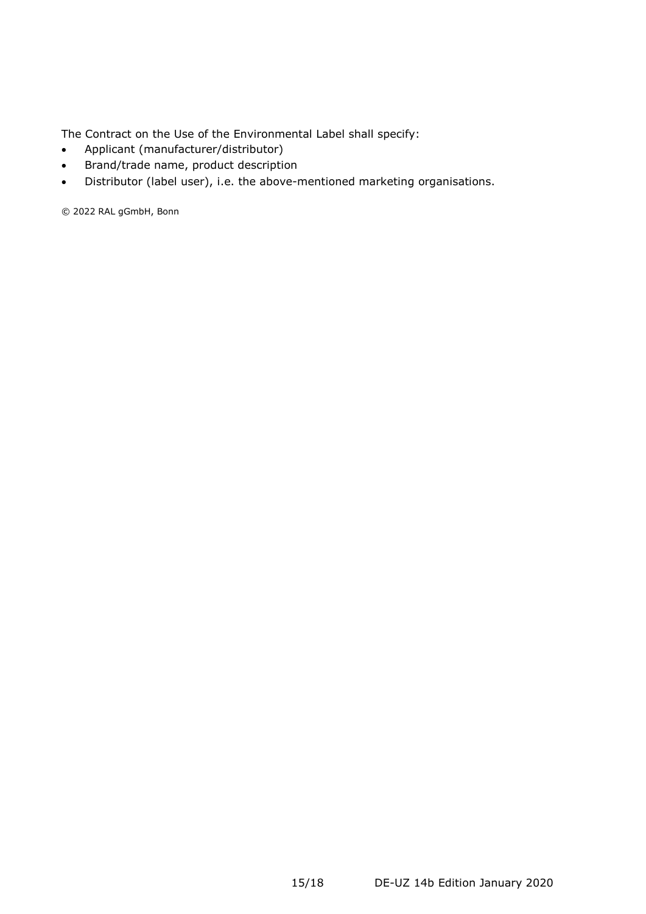The Contract on the Use of the Environmental Label shall specify:

- Applicant (manufacturer/distributor)
- Brand/trade name, product description
- Distributor (label user), i.e. the above-mentioned marketing organisations.

© 2022 RAL gGmbH, Bonn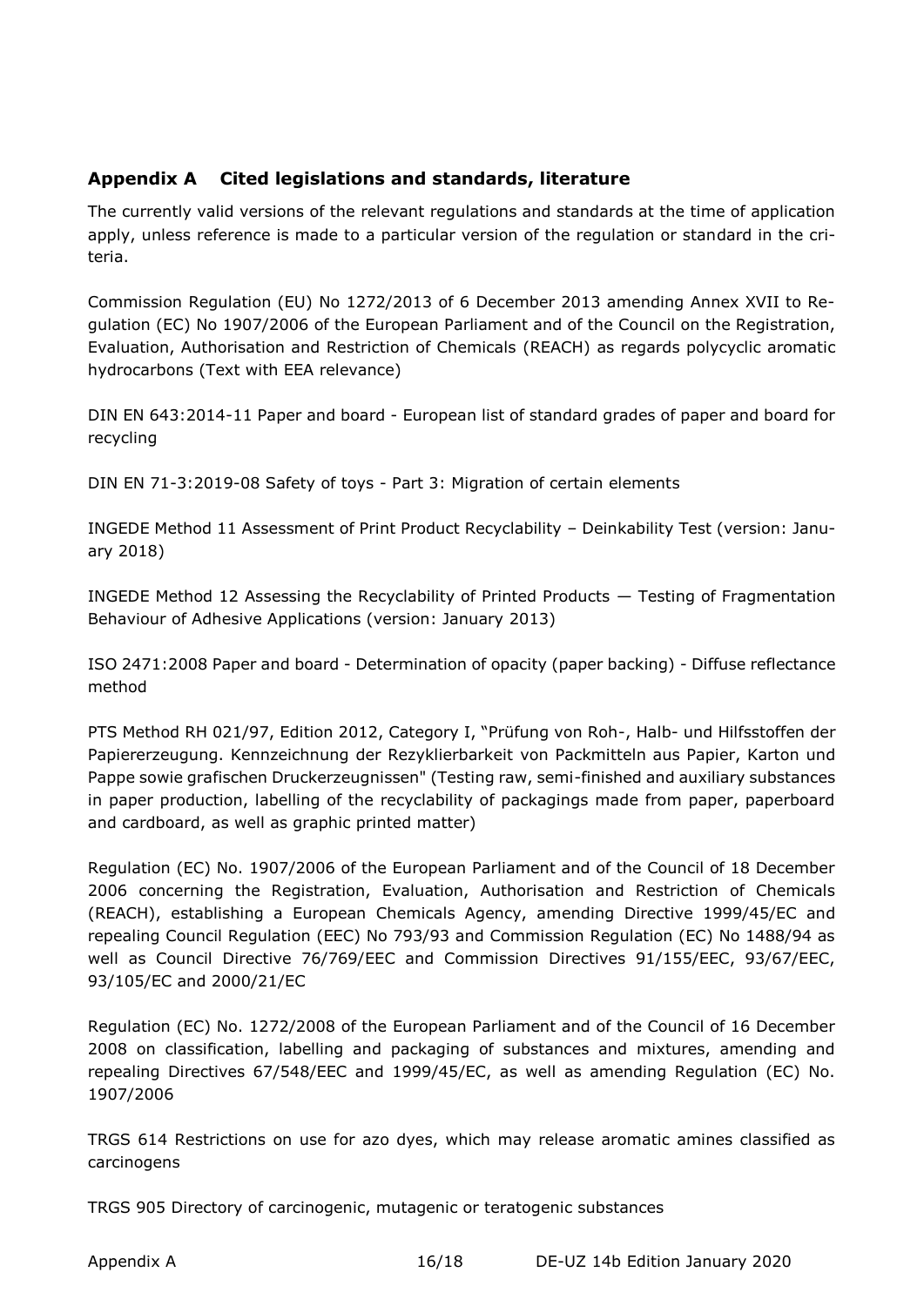## Appendix A Cited legislations and standards, literature

The currently valid versions of the relevant regulations and standards at the time of application apply, unless reference is made to a particular version of the regulation or standard in the criteria.

Commission Regulation (EU) No 1272/2013 of 6 December 2013 amending Annex XVII to Regulation (EC) No 1907/2006 of the European Parliament and of the Council on the Registration, Evaluation, Authorisation and Restriction of Chemicals (REACH) as regards polycyclic aromatic hydrocarbons (Text with EEA relevance)

DIN EN 643:2014-11 Paper and board - European list of standard grades of paper and board for recycling

DIN EN 71-3:2019-08 Safety of toys - Part 3: Migration of certain elements

INGEDE Method 11 Assessment of Print Product Recyclability – Deinkability Test (version: January 2018)

INGEDE Method 12 Assessing the Recyclability of Printed Products — Testing of Fragmentation Behaviour of Adhesive Applications (version: January 2013)

ISO 2471:2008 Paper and board - Determination of opacity (paper backing) - Diffuse reflectance method

PTS Method RH 021/97, Edition 2012, Category I, "Prüfung von Roh-, Halb- und Hilfsstoffen der Papiererzeugung. Kennzeichnung der Rezyklierbarkeit von Packmitteln aus Papier, Karton und Pappe sowie grafischen Druckerzeugnissen" (Testing raw, semi-finished and auxiliary substances in paper production, labelling of the recyclability of packagings made from paper, paperboard and cardboard, as well as graphic printed matter)

Regulation (EC) No. 1907/2006 of the European Parliament and of the Council of 18 December 2006 concerning the Registration, Evaluation, Authorisation and Restriction of Chemicals (REACH), establishing a European Chemicals Agency, amending Directive 1999/45/EC and repealing Council Regulation (EEC) No 793/93 and Commission Regulation (EC) No 1488/94 as well as Council Directive 76/769/EEC and Commission Directives 91/155/EEC, 93/67/EEC, 93/105/EC and 2000/21/EC

Regulation (EC) No. 1272/2008 of the European Parliament and of the Council of 16 December 2008 on classification, labelling and packaging of substances and mixtures, amending and repealing Directives 67/548/EEC and 1999/45/EC, as well as amending Regulation (EC) No. 1907/2006

TRGS 614 Restrictions on use for azo dyes, which may release aromatic amines classified as carcinogens

TRGS 905 Directory of carcinogenic, mutagenic or teratogenic substances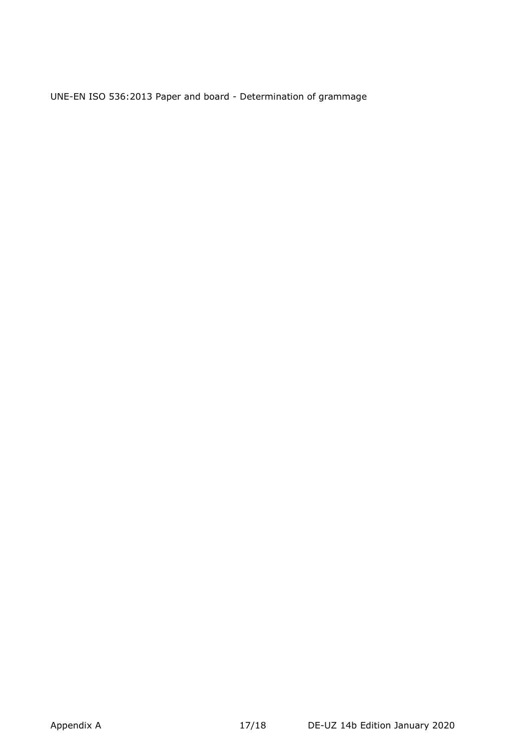UNE-EN ISO 536:2013 Paper and board - Determination of grammage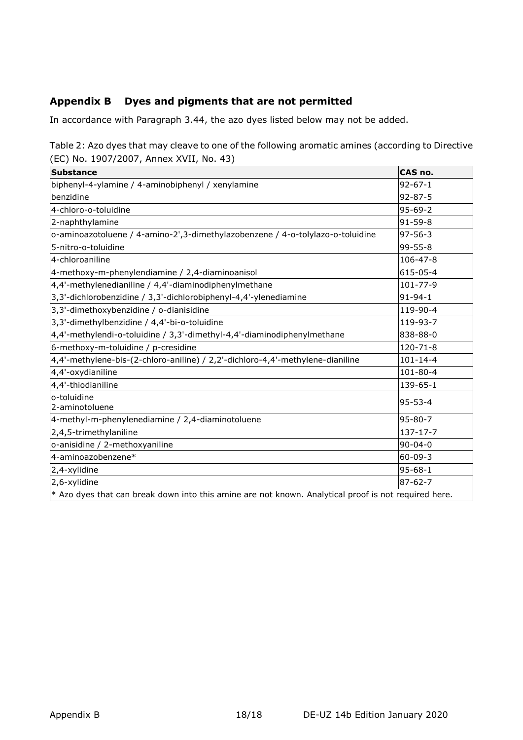## Appendix B Dyes and pigments that are not permitted

In accordance with Paragraph 3.44, the azo dyes listed below may not be added.

Table 2: Azo dyes that may cleave to one of the following aromatic amines (according to Directive (EC) No. 1907/2007, Annex XVII, No. 43)

| Substance | CAS no. |
|---|---|
| biphenyl-4-ylamine / 4-aminobiphenyl / xenylamine | 92-67-1 |
| benzidine | 92-87-5 |
| 4-chloro-o-toluidine | 95-69-2 |
| 2-naphthylamine | 91-59-8 |
| o-aminoazotoluene / 4-amino-2',3-dimethylazobenzene / 4-o-tolylazo-o-toluidine | 97-56-3 |
| 5-nitro-o-toluidine | 99-55-8 |
| 4-chloroaniline | 106-47-8 |
| 4-methoxy-m-phenylendiamine / 2,4-diaminoanisol | 615-05-4 |
| 4,4'-methylenedianiline / 4,4'-diaminodiphenylmethane | 101-77-9 |
| 3,3'-dichlorobenzidine / 3,3'-dichlorobiphenyl-4,4'-ylenediamine | 91-94-1 |
| 3,3'-dimethoxybenzidine / o-dianisidine | 119-90-4 |
| 3,3'-dimethylbenzidine / 4,4'-bi-o-toluidine | 119-93-7 |
| 4,4'-methylendi-o-toluidine / 3,3'-dimethyl-4,4'-diaminodiphenylmethane | 838-88-0 |
| 6-methoxy-m-toluidine / p-cresidine | 120-71-8 |
| 4,4'-methylene-bis-(2-chloro-aniline) / 2,2'-dichloro-4,4'-methylene-dianiline | 101-14-4 |
| 4,4'-oxydianiline | 101-80-4 |
| 4,4'-thiodianiline | 139-65-1 |
| o-toluidine<br>2-aminotoluene | 95-53-4 |
| 4-methyl-m-phenylenediamine / 2,4-diaminotoluene | 95-80-7 |
| 2,4,5-trimethylaniline | 137-17-7 |
| o-anisidine / 2-methoxyaniline | 90-04-0 |
| 4-aminoazobenzene* | 60-09-3 |
| 2,4-xylidine | 95-68-1 |
| 2,6-xylidine | 87-62-7 |

* Azo dyes that can break down into this amine are not known. Analytical proof is not required here.